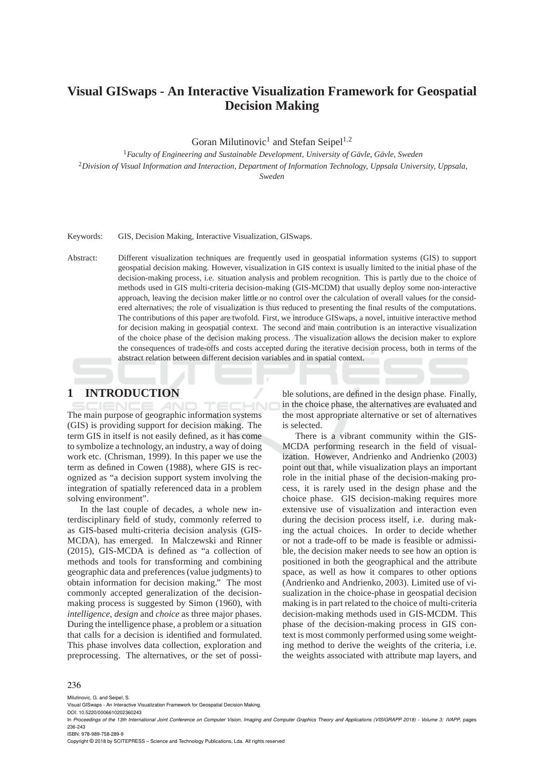# Visual GISwaps - An Interactive Visualization Framework for Geospatial Decision Making

Goran Milutinovic[1] and Stefan Seipel[1,2]

[1]*Faculty of Engineering and Sustainable Development, University of Gävle, Gävle, Sweden*

[2]*Division of Visual Information and Interaction, Department of Information Technology, Uppsala University, Uppsala, Sweden*

Keywords: GIS, Decision Making, Interactive Visualization, GISwaps.

Abstract: Different visualization techniques are frequently used in geospatial information systems (GIS) to support geospatial decision making. However, visualization in GIS context is usually limited to the initial phase of the decision-making process, i.e. situation analysis and problem recognition. This is partly due to the choice of methods used in GIS multi-criteria decision-making (GIS-MCDM) that usually deploy some non-interactive approach, leaving the decision maker little or no control over the calculation of overall values for the considered alternatives; the role of visualization is thus reduced to presenting the final results of the computations. The contributions of this paper are twofold. First, we introduce GISwaps, a novel, intuitive interactive method for decision making in geospatial context. The second and main contribution is an interactive visualization of the choice phase of the decision making process. The visualization allows the decision maker to explore the consequences of trade-offs and costs accepted during the iterative decision process, both in terms of the abstract relation between different decision variables and in spatial context.

## 1 INTRODUCTION

The main purpose of geographic information systems (GIS) is providing support for decision making. The term GIS in itself is not easily defined, as it has come to symbolize a technology, an industry, a way of doing work etc. (Chrisman, 1999). In this paper we use the term as defined in Cowen (1988), where GIS is recognized as "a decision support system involving the integration of spatially referenced data in a problem solving environment".

In the last couple of decades, a whole new interdisciplinary field of study, commonly referred to as GIS-based multi-criteria decision analysis (GIS-MCDA), has emerged. In Malczewski and Rinner (2015), GIS-MCDA is defined as "a collection of methods and tools for transforming and combining geographic data and preferences (value judgments) to obtain information for decision making." The most commonly accepted generalization of the decision-making process is suggested by Simon (1960), with *intelligence*, *design* and *choice* as three major phases. During the intelligence phase, a problem or a situation that calls for a decision is identified and formulated. This phase involves data collection, exploration and preprocessing. The alternatives, or the set of possible solutions, are defined in the design phase. Finally, in the choice phase, the alternatives are evaluated and the most appropriate alternative or set of alternatives is selected.

There is a vibrant community within the GIS-MCDA performing research in the field of visualization. However, Andrienko and Andrienko (2003) point out that, while visualization plays an important role in the initial phase of the decision-making process, it is rarely used in the design phase and the choice phase. GIS decision-making requires more extensive use of visualization and interaction even during the decision process itself, i.e. during making the actual choices. In order to decide whether or not a trade-off to be made is feasible or admissible, the decision maker needs to see how an option is positioned in both the geographical and the attribute space, as well as how it compares to other options (Andrienko and Andrienko, 2003). Limited use of visualization in the choice-phase in geospatial decision making is in part related to the choice of multi-criteria decision-making methods used in GIS-MCDM. This phase of the decision-making process in GIS context is most commonly performed using some weighting method to derive the weights of the criteria, i.e. the weights associated with attribute map layers, and

Milutinovic, G. and Seipel, S.
Visual GISwaps - An Interactive Visualization Framework for Geospatial Decision Making.
DOI: 10.5220/0006610202360243
In *Proceedings of the 13th International Joint Conference on Computer Vision, Imaging and Computer Graphics Theory and Applications (VISIGRAPP 2018) - Volume 3: IVAPP*, pages 236-243
ISBN: 978-989-758-289-9
Copyright © 2018 by SCITEPRESS – Science and Technology Publications, Lda. All rights reserved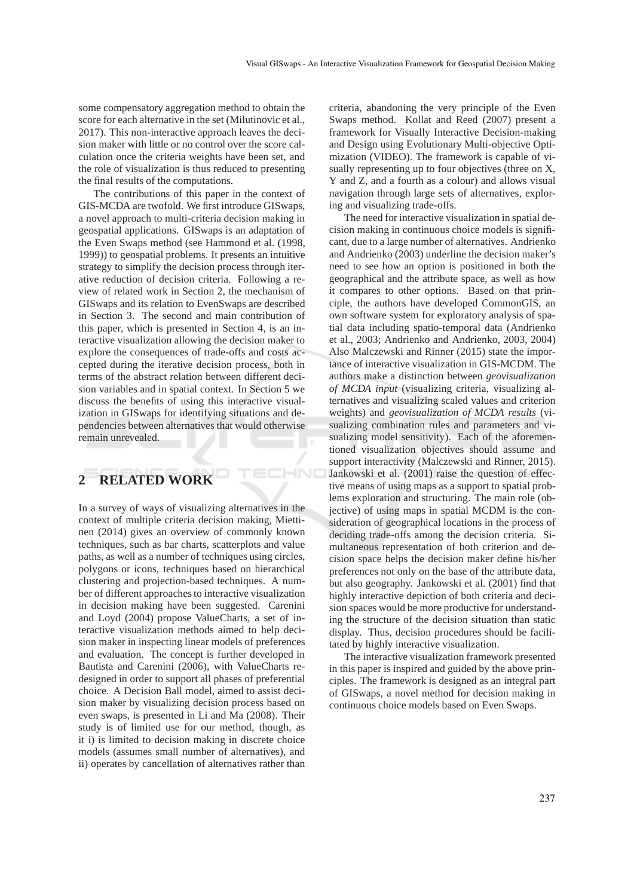some compensatory aggregation method to obtain the score for each alternative in the set (Milutinovic et al., 2017). This non-interactive approach leaves the decision maker with little or no control over the score calculation once the criteria weights have been set, and the role of visualization is thus reduced to presenting the final results of the computations.

The contributions of this paper in the context of GIS-MCDA are twofold. We first introduce GISwaps, a novel approach to multi-criteria decision making in geospatial applications. GISwaps is an adaptation of the Even Swaps method (see Hammond et al. (1998, 1999)) to geospatial problems. It presents an intuitive strategy to simplify the decision process through iterative reduction of decision criteria. Following a review of related work in Section 2, the mechanism of GISwaps and its relation to EvenSwaps are described in Section 3. The second and main contribution of this paper, which is presented in Section 4, is an interactive visualization allowing the decision maker to explore the consequences of trade-offs and costs accepted during the iterative decision process, both in terms of the abstract relation between different decision variables and in spatial context. In Section 5 we discuss the benefits of using this interactive visualization in GISwaps for identifying situations and dependencies between alternatives that would otherwise remain unrevealed.

## 2 RELATED WORK

In a survey of ways of visualizing alternatives in the context of multiple criteria decision making, Miettinen (2014) gives an overview of commonly known techniques, such as bar charts, scatterplots and value paths, as well as a number of techniques using circles, polygons or icons, techniques based on hierarchical clustering and projection-based techniques. A number of different approaches to interactive visualization in decision making have been suggested. Carenini and Loyd (2004) propose ValueCharts, a set of interactive visualization methods aimed to help decision maker in inspecting linear models of preferences and evaluation. The concept is further developed in Bautista and Carenini (2006), with ValueCharts redesigned in order to support all phases of preferential choice. A Decision Ball model, aimed to assist decision maker by visualizing decision process based on even swaps, is presented in Li and Ma (2008). Their study is of limited use for our method, though, as it i) is limited to decision making in discrete choice models (assumes small number of alternatives), and ii) operates by cancellation of alternatives rather than criteria, abandoning the very principle of the Even Swaps method. Kollat and Reed (2007) present a framework for Visually Interactive Decision-making and Design using Evolutionary Multi-objective Optimization (VIDEO). The framework is capable of visually representing up to four objectives (three on X, Y and Z, and a fourth as a colour) and allows visual navigation through large sets of alternatives, exploring and visualizing trade-offs.

The need for interactive visualization in spatial decision making in continuous choice models is significant, due to a large number of alternatives. Andrienko and Andrienko (2003) underline the decision maker's need to see how an option is positioned in both the geographical and the attribute space, as well as how it compares to other options. Based on that principle, the authors have developed CommonGIS, an own software system for exploratory analysis of spatial data including spatio-temporal data (Andrienko et al., 2003; Andrienko and Andrienko, 2003, 2004) Also Malczewski and Rinner (2015) state the importance of interactive visualization in GIS-MCDM. The authors make a distinction between *geovisualization of MCDA input* (visualizing criteria, visualizing alternatives and visualizing scaled values and criterion weights) and *geovisualization of MCDA results* (visualizing combination rules and parameters and visualizing model sensitivity). Each of the aforementioned visualization objectives should assume and support interactivity (Malczewski and Rinner, 2015). Jankowski et al. (2001) raise the question of effective means of using maps as a support to spatial problems exploration and structuring. The main role (objective) of using maps in spatial MCDM is the consideration of geographical locations in the process of deciding trade-offs among the decision criteria. Simultaneous representation of both criterion and decision space helps the decision maker define his/her preferences not only on the base of the attribute data, but also geography. Jankowski et al. (2001) find that highly interactive depiction of both criteria and decision spaces would be more productive for understanding the structure of the decision situation than static display. Thus, decision procedures should be facilitated by highly interactive visualization.

The interactive visualization framework presented in this paper is inspired and guided by the above principles. The framework is designed as an integral part of GISwaps, a novel method for decision making in continuous choice models based on Even Swaps.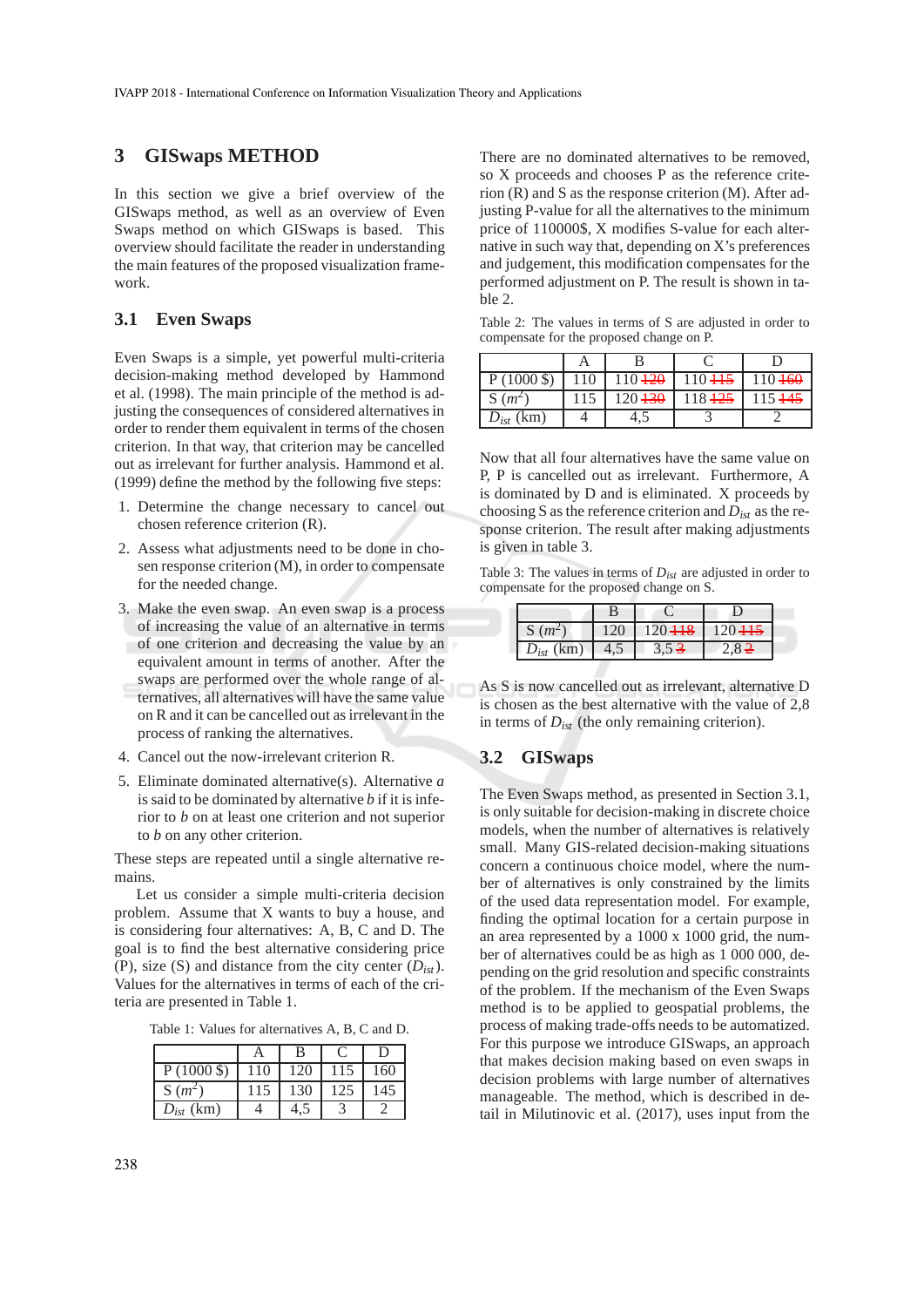## 3 GISwaps METHOD

In this section we give a brief overview of the GISwaps method, as well as an overview of Even Swaps method on which GISwaps is based. This overview should facilitate the reader in understanding the main features of the proposed visualization framework.

### 3.1 Even Swaps

Even Swaps is a simple, yet powerful multi-criteria decision-making method developed by Hammond et al. (1998). The main principle of the method is adjusting the consequences of considered alternatives in order to render them equivalent in terms of the chosen criterion. In that way, that criterion may be cancelled out as irrelevant for further analysis. Hammond et al. (1999) define the method by the following five steps:

1. Determine the change necessary to cancel out chosen reference criterion (R).
2. Assess what adjustments need to be done in chosen response criterion (M), in order to compensate for the needed change.
3. Make the even swap. An even swap is a process of increasing the value of an alternative in terms of one criterion and decreasing the value by an equivalent amount in terms of another. After the swaps are performed over the whole range of alternatives, all alternatives will have the same value on R and it can be cancelled out as irrelevant in the process of ranking the alternatives.
4. Cancel out the now-irrelevant criterion R.
5. Eliminate dominated alternative(s). Alternative *a* is said to be dominated by alternative *b* if it is inferior to *b* on at least one criterion and not superior to *b* on any other criterion.

These steps are repeated until a single alternative remains.

Let us consider a simple multi-criteria decision problem. Assume that X wants to buy a house, and is considering four alternatives: A, B, C and D. The goal is to find the best alternative considering price (P), size (S) and distance from the city center ($D_{ist}$). Values for the alternatives in terms of each of the criteria are presented in Table 1.

Table 1: Values for alternatives A, B, C and D.

| | A | B | C | D |
|---|---|---|---|---|
| P (1000 $) | 110 | 120 | 115 | 160 |
| S ($m^2$) | 115 | 130 | 125 | 145 |
| $D_{ist}$ (km) | 4 | 4,5 | 3 | 2 |

There are no dominated alternatives to be removed, so X proceeds and chooses P as the reference criterion (R) and S as the response criterion (M). After adjusting P-value for all the alternatives to the minimum price of 110000$, X modifies S-value for each alternative in such way that, depending on X's preferences and judgement, this modification compensates for the performed adjustment on P. The result is shown in table 2.

Table 2: The values in terms of S are adjusted in order to compensate for the proposed change on P.

| | A | B | C | D |
|---|---|---|---|---|
| P (1000 $) | 110 | 110 ~~120~~ | 110 ~~115~~ | 110 ~~160~~ |
| S ($m^2$) | 115 | 120 ~~130~~ | 118 ~~125~~ | 115 ~~145~~ |
| $D_{ist}$ (km) | 4 | 4,5 | 3 | 2 |

Now that all four alternatives have the same value on P, P is cancelled out as irrelevant. Furthermore, A is dominated by D and is eliminated. X proceeds by choosing S as the reference criterion and $D_{ist}$ as the response criterion. The result after making adjustments is given in table 3.

Table 3: The values in terms of $D_{ist}$ are adjusted in order to compensate for the proposed change on S.

| | B | C | D |
|---|---|---|---|
| S ($m^2$) | 120 | 120 ~~118~~ | 120 ~~115~~ |
| $D_{ist}$ (km) | 4,5 | 3,5 ~~3~~ | 2,8 ~~2~~ |

As S is now cancelled out as irrelevant, alternative D is chosen as the best alternative with the value of 2,8 in terms of $D_{ist}$ (the only remaining criterion).

### 3.2 GISwaps

The Even Swaps method, as presented in Section 3.1, is only suitable for decision-making in discrete choice models, when the number of alternatives is relatively small. Many GIS-related decision-making situations concern a continuous choice model, where the number of alternatives is only constrained by the limits of the used data representation model. For example, finding the optimal location for a certain purpose in an area represented by a 1000 x 1000 grid, the number of alternatives could be as high as 1 000 000, depending on the grid resolution and specific constraints of the problem. If the mechanism of the Even Swaps method is to be applied to geospatial problems, the process of making trade-offs needs to be automatized. For this purpose we introduce GISwaps, an approach that makes decision making based on even swaps in decision problems with large number of alternatives manageable. The method, which is described in detail in Milutinovic et al. (2017), uses input from the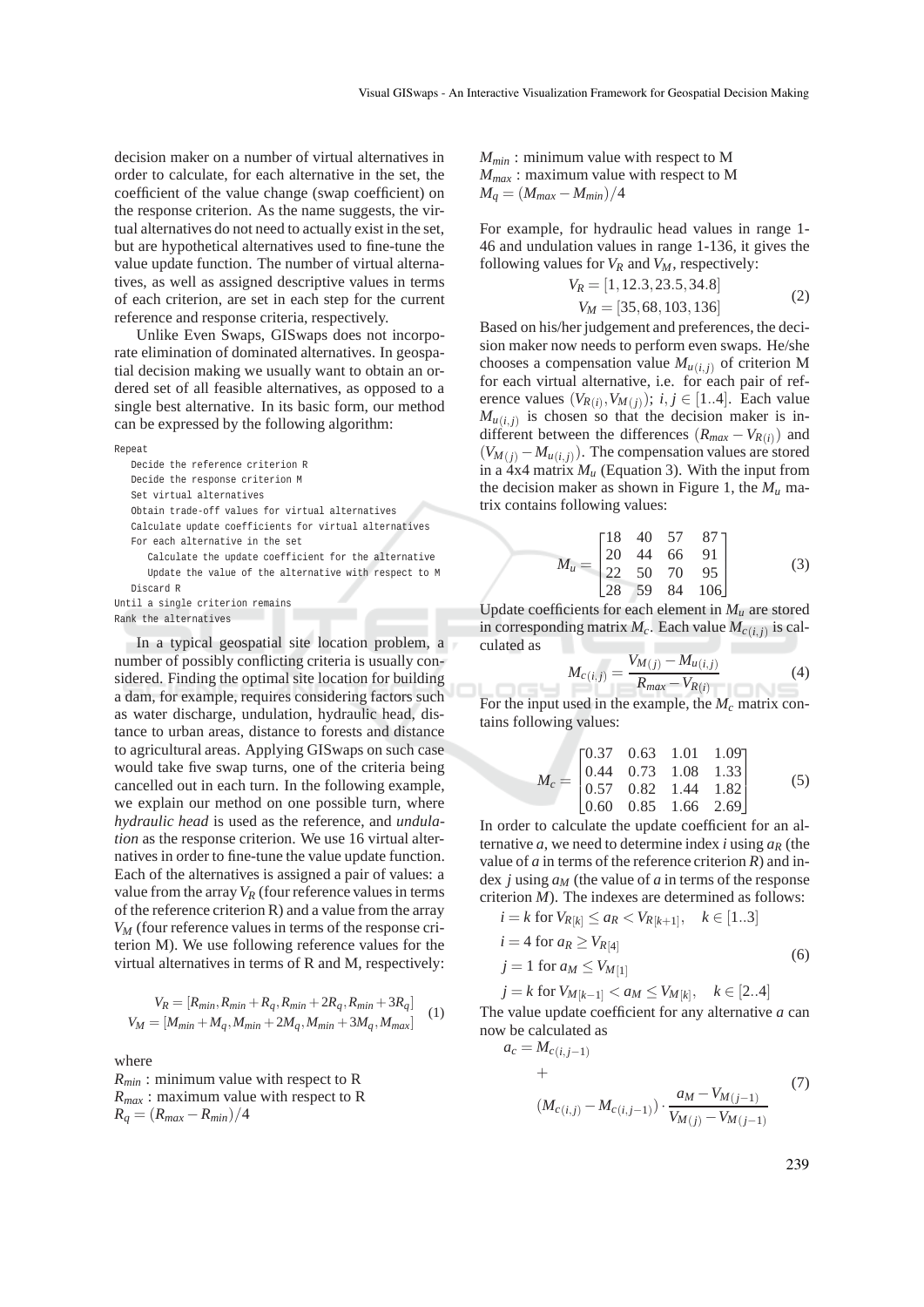decision maker on a number of virtual alternatives in order to calculate, for each alternative in the set, the coefficient of the value change (swap coefficient) on the response criterion. As the name suggests, the virtual alternatives do not need to actually exist in the set, but are hypothetical alternatives used to fine-tune the value update function. The number of virtual alternatives, as well as assigned descriptive values in terms of each criterion, are set in each step for the current reference and response criteria, respectively.

Unlike Even Swaps, GISwaps does not incorporate elimination of dominated alternatives. In geospatial decision making we usually want to obtain an ordered set of all feasible alternatives, as opposed to a single best alternative. In its basic form, our method can be expressed by the following algorithm:

```
Repeat
   Decide the reference criterion R
   Decide the response criterion M
   Set virtual alternatives
   Obtain trade-off values for virtual alternatives
   Calculate update coefficients for virtual alternatives
   For each alternative in the set
      Calculate the update coefficient for the alternative
      Update the value of the alternative with respect to M
   Discard R
Until a single criterion remains
Rank the alternatives
```

In a typical geospatial site location problem, a number of possibly conflicting criteria is usually considered. Finding the optimal site location for building a dam, for example, requires considering factors such as water discharge, undulation, hydraulic head, distance to urban areas, distance to forests and distance to agricultural areas. Applying GISwaps on such case would take five swap turns, one of the criteria being cancelled out in each turn. In the following example, we explain our method on one possible turn, where *hydraulic head* is used as the reference, and *undulation* as the response criterion. We use 16 virtual alternatives in order to fine-tune the value update function. Each of the alternatives is assigned a pair of values: a value from the array $V_R$ (four reference values in terms of the reference criterion R) and a value from the array $V_M$ (four reference values in terms of the response criterion M). We use following reference values for the virtual alternatives in terms of R and M, respectively:

$$
\begin{aligned}
V_R &= [R_{min}, R_{min}+R_q, R_{min}+2R_q, R_{min}+3R_q] \\
V_M &= [M_{min}+M_q, M_{min}+2M_q, M_{min}+3M_q, M_{max}]
\end{aligned} \tag{1}
$$

where

$R_{min}$ : minimum value with respect to R
$R_{max}$ : maximum value with respect to R
$R_q = (R_{max} - R_{min})/4$
$M_{min}$ : minimum value with respect to M
$M_{max}$ : maximum value with respect to M
$M_q = (M_{max} - M_{min})/4$

For example, for hydraulic head values in range 1-46 and undulation values in range 1-136, it gives the following values for $V_R$ and $V_M$, respectively:

$$
\begin{aligned}
V_R &= [1, 12.3, 23.5, 34.8] \\
V_M &= [35, 68, 103, 136]
\end{aligned} \tag{2}
$$

Based on his/her judgement and preferences, the decision maker now needs to perform even swaps. He/she chooses a compensation value $M_{u(i,j)}$ of criterion M for each virtual alternative, i.e. for each pair of reference values $(V_{R(i)}, V_{M(j)})$; $i, j \in [1..4]$. Each value $M_{u(i,j)}$ is chosen so that the decision maker is indifferent between the differences $(R_{max} - V_{R(i)})$ and $(V_{M(j)} - M_{u(i,j)})$. The compensation values are stored in a 4x4 matrix $M_u$ (Equation 3). With the input from the decision maker as shown in Figure 1, the $M_u$ matrix contains following values:

$$
M_u = \begin{bmatrix} 18 & 40 & 57 & 87 \\ 20 & 44 & 66 & 91 \\ 22 & 50 & 70 & 95 \\ 28 & 59 & 84 & 106 \end{bmatrix} \tag{3}
$$

Update coefficients for each element in $M_u$ are stored in corresponding matrix $M_c$. Each value $M_{c(i,j)}$ is calculated as

$$
M_{c(i,j)} = \frac{V_{M(j)} - M_{u(i,j)}}{R_{max} - V_{R(i)}} \tag{4}
$$

For the input used in the example, the $M_c$ matrix contains following values:

$$
M_c = \begin{bmatrix} 0.37 & 0.63 & 1.01 & 1.09 \\ 0.44 & 0.73 & 1.08 & 1.33 \\ 0.57 & 0.82 & 1.44 & 1.82 \\ 0.60 & 0.85 & 1.66 & 2.69 \end{bmatrix} \tag{5}
$$

In order to calculate the update coefficient for an alternative $a$, we need to determine index $i$ using $a_R$ (the value of $a$ in terms of the reference criterion $R$) and index $j$ using $a_M$ (the value of $a$ in terms of the response criterion $M$). The indexes are determined as follows:

$$
\begin{aligned}
& i = k \text{ for } V_{R[k]} \leq a_R < V_{R[k+1]}, \quad k \in [1..3] \\
& i = 4 \text{ for } a_R \geq V_{R[4]} \\
& j = 1 \text{ for } a_M \leq V_{M[1]} \\
& j = k \text{ for } V_{M[k-1]} < a_M \leq V_{M[k]}, \quad k \in [2..4]
\end{aligned} \tag{6}
$$

The value update coefficient for any alternative $a$ can now be calculated as

$$
\begin{aligned}
a_c = & \; M_{c(i,j-1)} \\
& + \\
& (M_{c(i,j)} - M_{c(i,j-1)}) \cdot \frac{a_M - V_{M(j-1)}}{V_{M(j)} - V_{M(j-1)}}
\end{aligned} \tag{7}
$$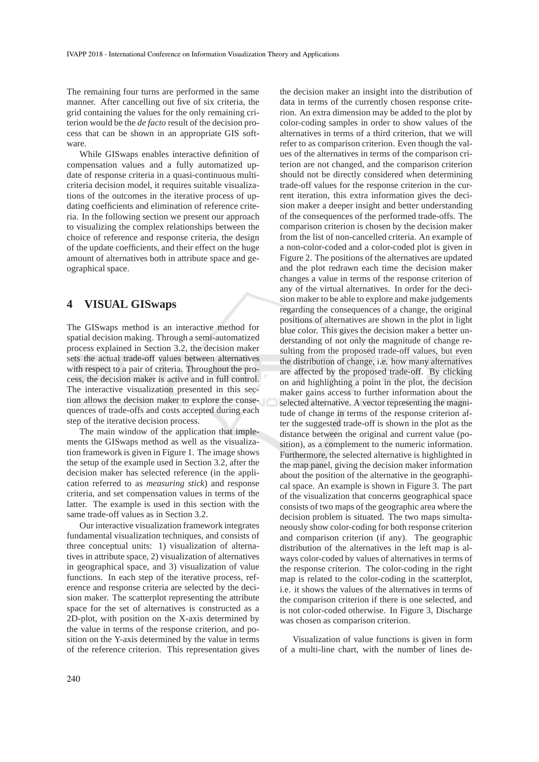The remaining four turns are performed in the same manner. After cancelling out five of six criteria, the grid containing the values for the only remaining criterion would be the *de facto* result of the decision process that can be shown in an appropriate GIS software.

While GISwaps enables interactive definition of compensation values and a fully automatized update of response criteria in a quasi-continuous multi-criteria decision model, it requires suitable visualizations of the outcomes in the iterative process of updating coefficients and elimination of reference criteria. In the following section we present our approach to visualizing the complex relationships between the choice of reference and response criteria, the design of the update coefficients, and their effect on the huge amount of alternatives both in attribute space and geographical space.

# 4 VISUAL GISwaps

The GISwaps method is an interactive method for spatial decision making. Through a semi-automatized process explained in Section 3.2, the decision maker sets the actual trade-off values between alternatives with respect to a pair of criteria. Throughout the process, the decision maker is active and in full control. The interactive visualization presented in this section allows the decision maker to explore the consequences of trade-offs and costs accepted during each step of the iterative decision process.

The main window of the application that implements the GISwaps method as well as the visualization framework is given in Figure 1. The image shows the setup of the example used in Section 3.2, after the decision maker has selected reference (in the application referred to as *measuring stick*) and response criteria, and set compensation values in terms of the latter. The example is used in this section with the same trade-off values as in Section 3.2.

Our interactive visualization framework integrates fundamental visualization techniques, and consists of three conceptual units: 1) visualization of alternatives in attribute space, 2) visualization of alternatives in geographical space, and 3) visualization of value functions. In each step of the iterative process, reference and response criteria are selected by the decision maker. The scatterplot representing the attribute space for the set of alternatives is constructed as a 2D-plot, with position on the X-axis determined by the value in terms of the response criterion, and position on the Y-axis determined by the value in terms of the reference criterion. This representation gives the decision maker an insight into the distribution of data in terms of the currently chosen response criterion. An extra dimension may be added to the plot by color-coding samples in order to show values of the alternatives in terms of a third criterion, that we will refer to as comparison criterion. Even though the values of the alternatives in terms of the comparison criterion are not changed, and the comparison criterion should not be directly considered when determining trade-off values for the response criterion in the current iteration, this extra information gives the decision maker a deeper insight and better understanding of the consequences of the performed trade-offs. The comparison criterion is chosen by the decision maker from the list of non-cancelled criteria. An example of a non-color-coded and a color-coded plot is given in Figure 2. The positions of the alternatives are updated and the plot redrawn each time the decision maker changes a value in terms of the response criterion of any of the virtual alternatives. In order for the decision maker to be able to explore and make judgements regarding the consequences of a change, the original positions of alternatives are shown in the plot in light blue color. This gives the decision maker a better understanding of not only the magnitude of change resulting from the proposed trade-off values, but even the distribution of change, i.e. how many alternatives are affected by the proposed trade-off. By clicking on and highlighting a point in the plot, the decision maker gains access to further information about the selected alternative. A vector representing the magnitude of change in terms of the response criterion after the suggested trade-off is shown in the plot as the distance between the original and current value (position), as a complement to the numeric information. Furthermore, the selected alternative is highlighted in the map panel, giving the decision maker information about the position of the alternative in the geographical space. An example is shown in Figure 3. The part of the visualization that concerns geographical space consists of two maps of the geographic area where the decision problem is situated. The two maps simultaneously show color-coding for both response criterion and comparison criterion (if any). The geographic distribution of the alternatives in the left map is always color-coded by values of alternatives in terms of the response criterion. The color-coding in the right map is related to the color-coding in the scatterplot, i.e. it shows the values of the alternatives in terms of the comparison criterion if there is one selected, and is not color-coded otherwise. In Figure 3, Discharge was chosen as comparison criterion.

Visualization of value functions is given in form of a multi-line chart, with the number of lines de-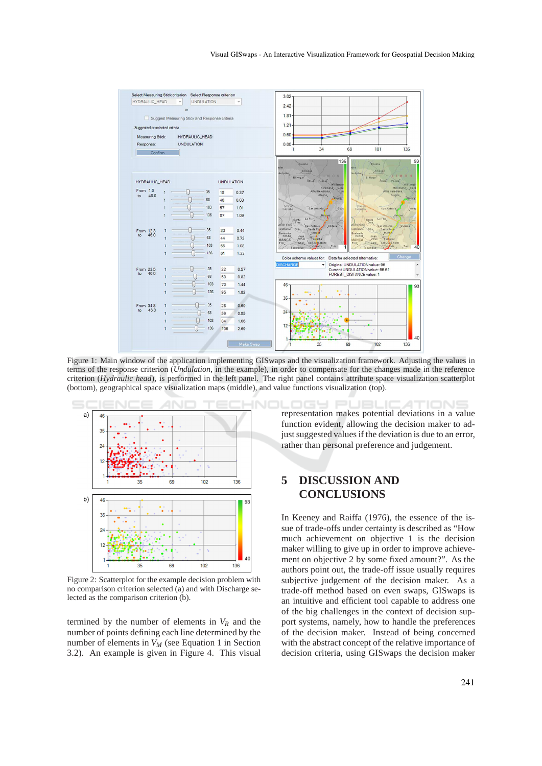Figure 1: Main window of the application implementing GISwaps and the visualization framework. Adjusting the values in terms of the response criterion (*Undulation*, in the example), in order to compensate for the changes made in the reference criterion (*Hydraulic head*), is performed in the left panel. The right panel contains attribute space visualization scatterplot (bottom), geographical space visualization maps (middle), and value functions visualization (top).

Figure 2: Scatterplot for the example decision problem with no comparison criterion selected (a) and with Discharge selected as the comparison criterion (b).

termined by the number of elements in $V_R$ and the number of points defining each line determined by the number of elements in $V_M$ (see Equation 1 in Section 3.2). An example is given in Figure 4. This visual representation makes potential deviations in a value function evident, allowing the decision maker to adjust suggested values if the deviation is due to an error, rather than personal preference and judgement.

## 5 DISCUSSION AND CONCLUSIONS

In Keeney and Raiffa (1976), the essence of the issue of trade-offs under certainty is described as "How much achievement on objective 1 is the decision maker willing to give up in order to improve achievement on objective 2 by some fixed amount?". As the authors point out, the trade-off issue usually requires subjective judgement of the decision maker. As a trade-off method based on even swaps, GISwaps is an intuitive and efficient tool capable to address one of the big challenges in the context of decision support systems, namely, how to handle the preferences of the decision maker. Instead of being concerned with the abstract concept of the relative importance of decision criteria, using GISwaps the decision maker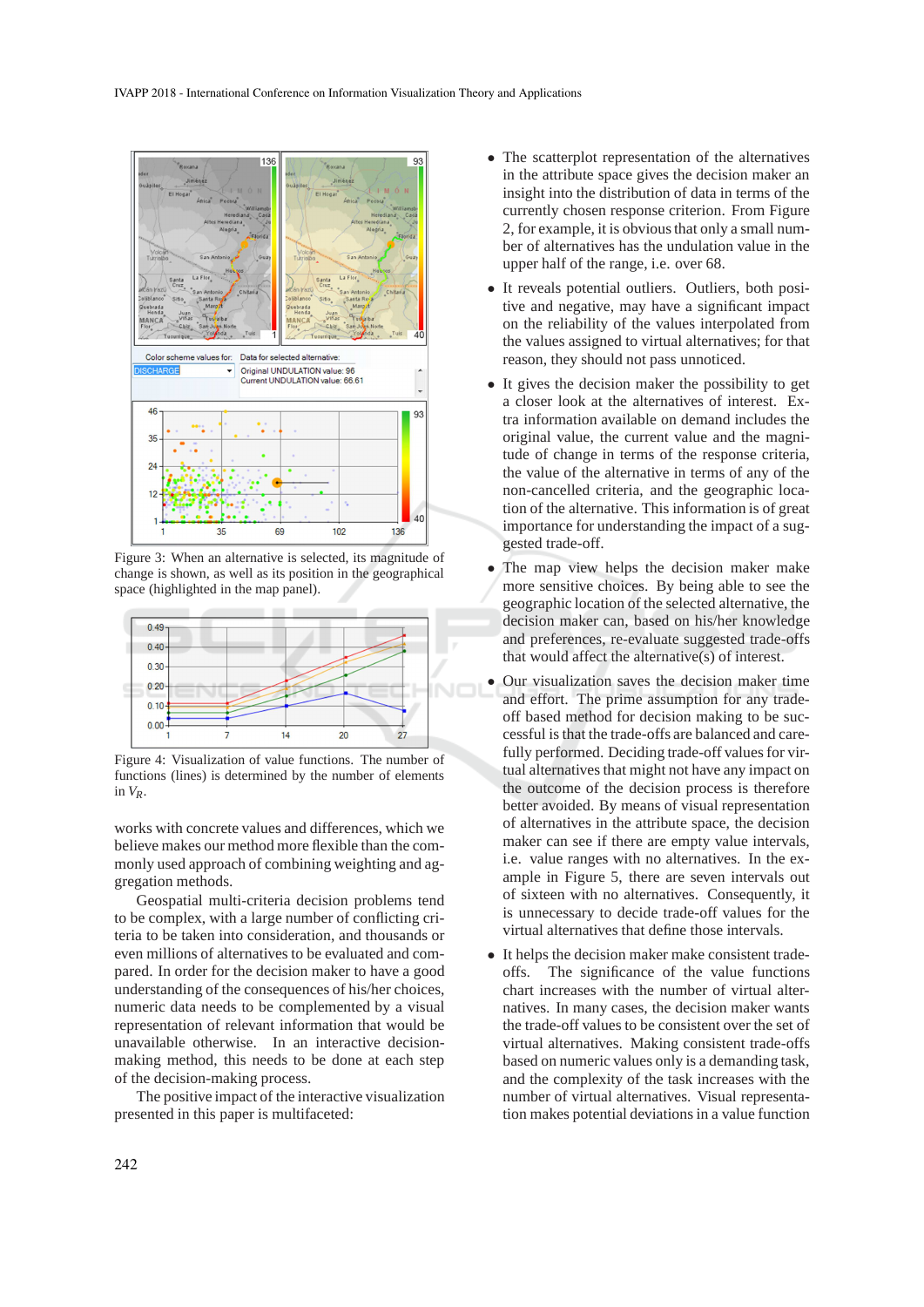Figure 3: When an alternative is selected, its magnitude of change is shown, as well as its position in the geographical space (highlighted in the map panel).

Figure 4: Visualization of value functions. The number of functions (lines) is determined by the number of elements in $V_R$.

works with concrete values and differences, which we believe makes our method more flexible than the commonly used approach of combining weighting and aggregation methods.

Geospatial multi-criteria decision problems tend to be complex, with a large number of conflicting criteria to be taken into consideration, and thousands or even millions of alternatives to be evaluated and compared. In order for the decision maker to have a good understanding of the consequences of his/her choices, numeric data needs to be complemented by a visual representation of relevant information that would be unavailable otherwise. In an interactive decision-making method, this needs to be done at each step of the decision-making process.

The positive impact of the interactive visualization presented in this paper is multifaceted:

- The scatterplot representation of the alternatives in the attribute space gives the decision maker an insight into the distribution of data in terms of the currently chosen response criterion. From Figure 2, for example, it is obvious that only a small number of alternatives has the undulation value in the upper half of the range, i.e. over 68.
- It reveals potential outliers. Outliers, both positive and negative, may have a significant impact on the reliability of the values interpolated from the values assigned to virtual alternatives; for that reason, they should not pass unnoticed.
- It gives the decision maker the possibility to get a closer look at the alternatives of interest. Extra information available on demand includes the original value, the current value and the magnitude of change in terms of the response criteria, the value of the alternative in terms of any of the non-cancelled criteria, and the geographic location of the alternative. This information is of great importance for understanding the impact of a suggested trade-off.
- The map view helps the decision maker make more sensitive choices. By being able to see the geographic location of the selected alternative, the decision maker can, based on his/her knowledge and preferences, re-evaluate suggested trade-offs that would affect the alternative(s) of interest.
- Our visualization saves the decision maker time and effort. The prime assumption for any trade-off based method for decision making to be successful is that the trade-offs are balanced and carefully performed. Deciding trade-off values for virtual alternatives that might not have any impact on the outcome of the decision process is therefore better avoided. By means of visual representation of alternatives in the attribute space, the decision maker can see if there are empty value intervals, i.e. value ranges with no alternatives. In the example in Figure 5, there are seven intervals out of sixteen with no alternatives. Consequently, it is unnecessary to decide trade-off values for the virtual alternatives that define those intervals.
- It helps the decision maker make consistent trade-offs. The significance of the value functions chart increases with the number of virtual alternatives. In many cases, the decision maker wants the trade-off values to be consistent over the set of virtual alternatives. Making consistent trade-offs based on numeric values only is a demanding task, and the complexity of the task increases with the number of virtual alternatives. Visual representation makes potential deviations in a value function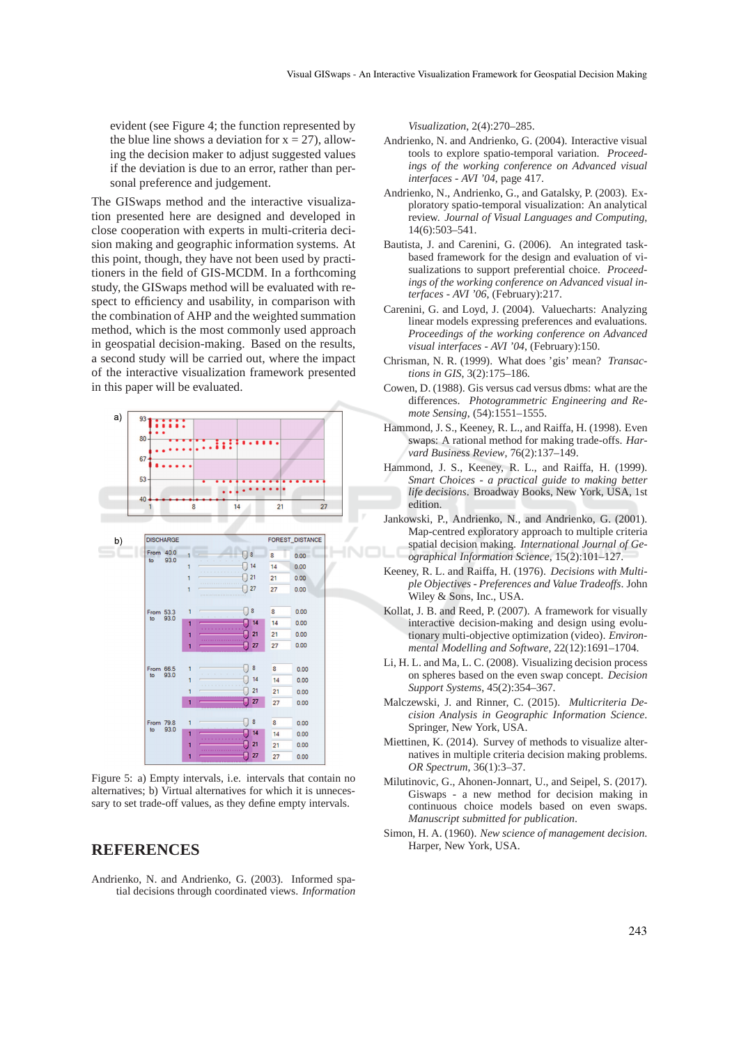evident (see Figure 4; the function represented by the blue line shows a deviation for x = 27), allowing the decision maker to adjust suggested values if the deviation is due to an error, rather than personal preference and judgement.

The GISwaps method and the interactive visualization presented here are designed and developed in close cooperation with experts in multi-criteria decision making and geographic information systems. At this point, though, they have not been used by practitioners in the field of GIS-MCDM. In a forthcoming study, the GISwaps method will be evaluated with respect to efficiency and usability, in comparison with the combination of AHP and the weighted summation method, which is the most commonly used approach in geospatial decision-making. Based on the results, a second study will be carried out, where the impact of the interactive visualization framework presented in this paper will be evaluated.

a)

93
80
67
53
40
1 8 14 21 27

b)

DISCHARGE
FOREST_DISTANCE
From 40.0 to 93.0
From 53.3 to 93.0
From 66.5 to 93.0
From 79.8 to 93.0
1 8 0.00
1 14 0.00
1 21 0.00
1 27 0.00

Figure 5: a) Empty intervals, i.e. intervals that contain no alternatives; b) Virtual alternatives for which it is unnecessary to set trade-off values, as they define empty intervals.

## REFERENCES

Andrienko, N. and Andrienko, G. (2003). Informed spatial decisions through coordinated views. *Information Visualization*, 2(4):270–285.

Andrienko, N. and Andrienko, G. (2004). Interactive visual tools to explore spatio-temporal variation. *Proceedings of the working conference on Advanced visual interfaces - AVI '04*, page 417.

Andrienko, N., Andrienko, G., and Gatalsky, P. (2003). Exploratory spatio-temporal visualization: An analytical review. *Journal of Visual Languages and Computing*, 14(6):503–541.

Bautista, J. and Carenini, G. (2006). An integrated task-based framework for the design and evaluation of visualizations to support preferential choice. *Proceedings of the working conference on Advanced visual interfaces - AVI '06*, (February):217.

Carenini, G. and Loyd, J. (2004). Valuecharts: Analyzing linear models expressing preferences and evaluations. *Proceedings of the working conference on Advanced visual interfaces - AVI '04*, (February):150.

Chrisman, N. R. (1999). What does 'gis' mean? *Transactions in GIS*, 3(2):175–186.

Cowen, D. (1988). Gis versus cad versus dbms: what are the differences. *Photogrammetric Engineering and Remote Sensing*, (54):1551–1555.

Hammond, J. S., Keeney, R. L., and Raiffa, H. (1998). Even swaps: A rational method for making trade-offs. *Harvard Business Review*, 76(2):137–149.

Hammond, J. S., Keeney, R. L., and Raiffa, H. (1999). *Smart Choices - a practical guide to making better life decisions*. Broadway Books, New York, USA, 1st edition.

Jankowski, P., Andrienko, N., and Andrienko, G. (2001). Map-centred exploratory approach to multiple criteria spatial decision making. *International Journal of Geographical Information Science*, 15(2):101–127.

Keeney, R. L. and Raiffa, H. (1976). *Decisions with Multiple Objectives - Preferences and Value Tradeoffs*. John Wiley & Sons, Inc., USA.

Kollat, J. B. and Reed, P. (2007). A framework for visually interactive decision-making and design using evolutionary multi-objective optimization (video). *Environmental Modelling and Software*, 22(12):1691–1704.

Li, H. L. and Ma, L. C. (2008). Visualizing decision process on spheres based on the even swap concept. *Decision Support Systems*, 45(2):354–367.

Malczewski, J. and Rinner, C. (2015). *Multicriteria Decision Analysis in Geographic Information Science*. Springer, New York, USA.

Miettinen, K. (2014). Survey of methods to visualize alternatives in multiple criteria decision making problems. *OR Spectrum*, 36(1):3–37.

Milutinovic, G., Ahonen-Jonnart, U., and Seipel, S. (2017). Giswaps - a new method for decision making in continuous choice models based on even swaps. *Manuscript submitted for publication*.

Simon, H. A. (1960). *New science of management decision*. Harper, New York, USA.